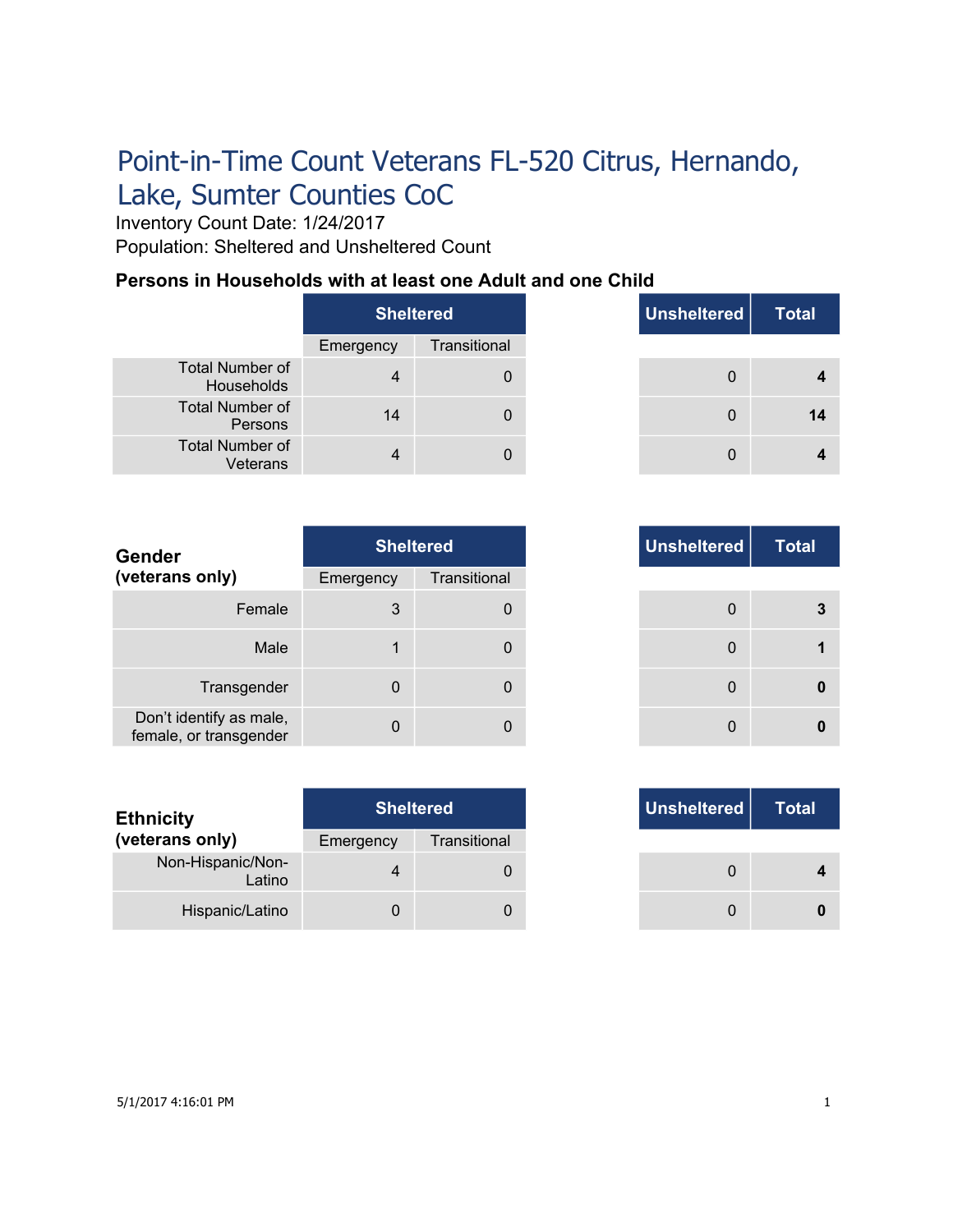# Point-in-Time Count Veterans FL-520 Citrus, Hernando, Lake, Sumter Counties CoC

Inventory Count Date: 1/24/2017

Population: Sheltered and Unsheltered Count

### Persons in Households with at least one Adult and one Child

| | Sheltered | | Unsheltered | Total |
|---|---|---|---|---|
| | Emergency | Transitional | | |
| Total Number of Households | 4 | 0 | 0 | **4** |
| Total Number of Persons | 14 | 0 | 0 | **14** |
| Total Number of Veterans | 4 | 0 | 0 | **4** |

| **Gender (veterans only)** | Sheltered | | Unsheltered | Total |
|---|---|---|---|---|
| | Emergency | Transitional | | |
| Female | 3 | 0 | 0 | **3** |
| Male | 1 | 0 | 0 | **1** |
| Transgender | 0 | 0 | 0 | **0** |
| Don't identify as male, female, or transgender | 0 | 0 | 0 | **0** |

| **Ethnicity (veterans only)** | Sheltered | | Unsheltered | Total |
|---|---|---|---|---|
| | Emergency | Transitional | | |
| Non-Hispanic/Non-Latino | 4 | 0 | 0 | **4** |
| Hispanic/Latino | 0 | 0 | 0 | **0** |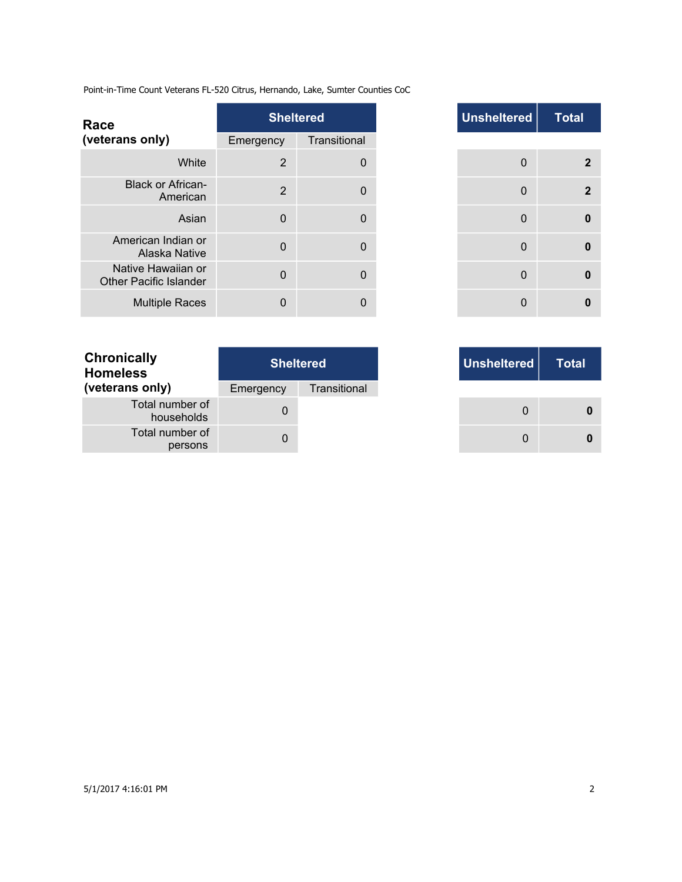Point-in-Time Count Veterans FL-520 Citrus, Hernando, Lake, Sumter Counties CoC

| Race (veterans only) | Sheltered | | Unsheltered | Total |
|---|---|---|---|---|
| | Emergency | Transitional | | |
| White | 2 | 0 | 0 | **2** |
| Black or African-American | 2 | 0 | 0 | **2** |
| Asian | 0 | 0 | 0 | **0** |
| American Indian or Alaska Native | 0 | 0 | 0 | **0** |
| Native Hawaiian or Other Pacific Islander | 0 | 0 | 0 | **0** |
| Multiple Races | 0 | 0 | 0 | **0** |

| Chronically Homeless (veterans only) | Sheltered | | Unsheltered | Total |
|---|---|---|---|---|
| | Emergency | Transitional | | |
| Total number of households | 0 | | 0 | **0** |
| Total number of persons | 0 | | 0 | **0** |

5/1/2017 4:16:01 PM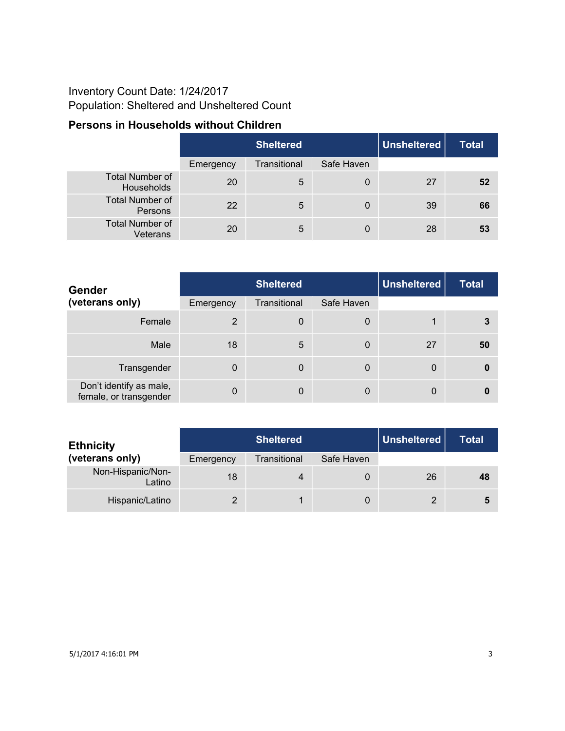Inventory Count Date: 1/24/2017

Population: Sheltered and Unsheltered Count

### Persons in Households without Children

| | Sheltered | | | Unsheltered | Total |
|---|---|---|---|---|---|
| | Emergency | Transitional | Safe Haven | | |
| Total Number of Households | 20 | 5 | 0 | 27 | **52** |
| Total Number of Persons | 22 | 5 | 0 | 39 | **66** |
| Total Number of Veterans | 20 | 5 | 0 | 28 | **53** |

| **Gender (veterans only)** | Sheltered | | | Unsheltered | Total |
|---|---|---|---|---|---|
| | Emergency | Transitional | Safe Haven | | |
| Female | 2 | 0 | 0 | 1 | **3** |
| Male | 18 | 5 | 0 | 27 | **50** |
| Transgender | 0 | 0 | 0 | 0 | **0** |
| Don't identify as male, female, or transgender | 0 | 0 | 0 | 0 | **0** |

| **Ethnicity (veterans only)** | Sheltered | | | Unsheltered | Total |
|---|---|---|---|---|---|
| | Emergency | Transitional | Safe Haven | | |
| Non-Hispanic/Non-Latino | 18 | 4 | 0 | 26 | **48** |
| Hispanic/Latino | 2 | 1 | 0 | 2 | **5** |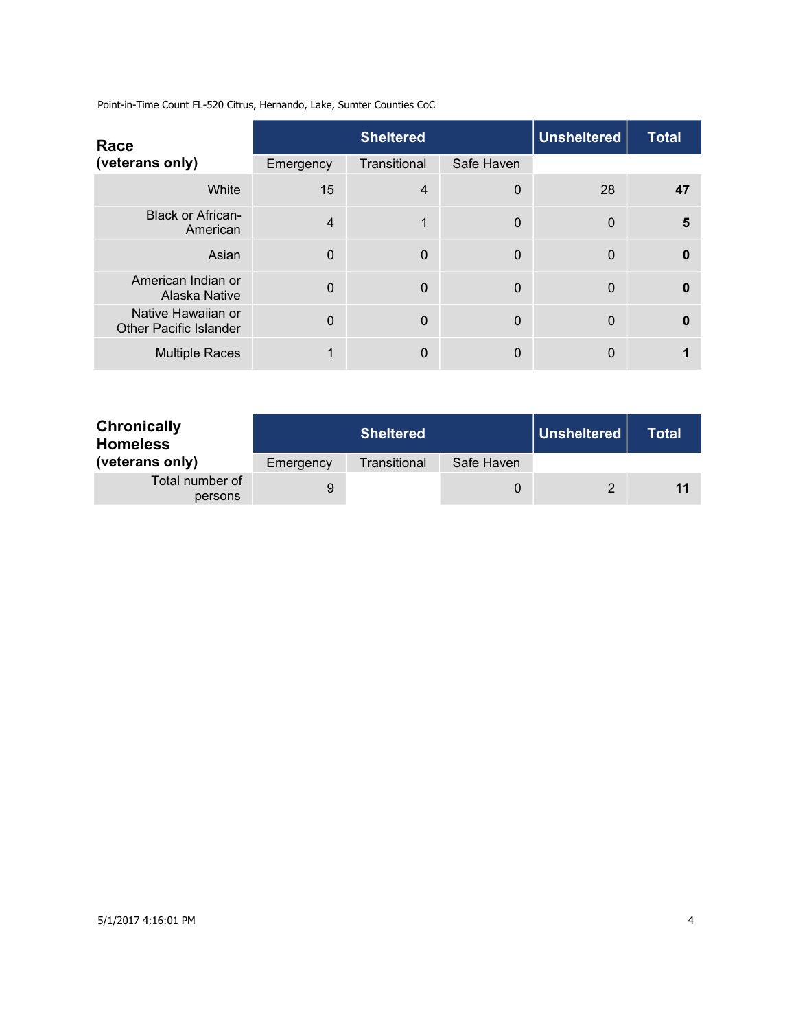Point-in-Time Count FL-520 Citrus, Hernando, Lake, Sumter Counties CoC

| **Race (veterans only)** | Sheltered | | | Unsheltered | Total |
|---|---|---|---|---|---|
| | Emergency | Transitional | Safe Haven | | |
| White | 15 | 4 | 0 | 28 | **47** |
| Black or African-American | 4 | 1 | 0 | 0 | **5** |
| Asian | 0 | 0 | 0 | 0 | **0** |
| American Indian or Alaska Native | 0 | 0 | 0 | 0 | **0** |
| Native Hawaiian or Other Pacific Islander | 0 | 0 | 0 | 0 | **0** |
| Multiple Races | 1 | 0 | 0 | 0 | **1** |

| **Chronically Homeless (veterans only)** | Sheltered | | | Unsheltered | Total |
|---|---|---|---|---|---|
| | Emergency | Transitional | Safe Haven | | |
| Total number of persons | 9 | | 0 | 2 | **11** |

5/1/2017 4:16:01 PM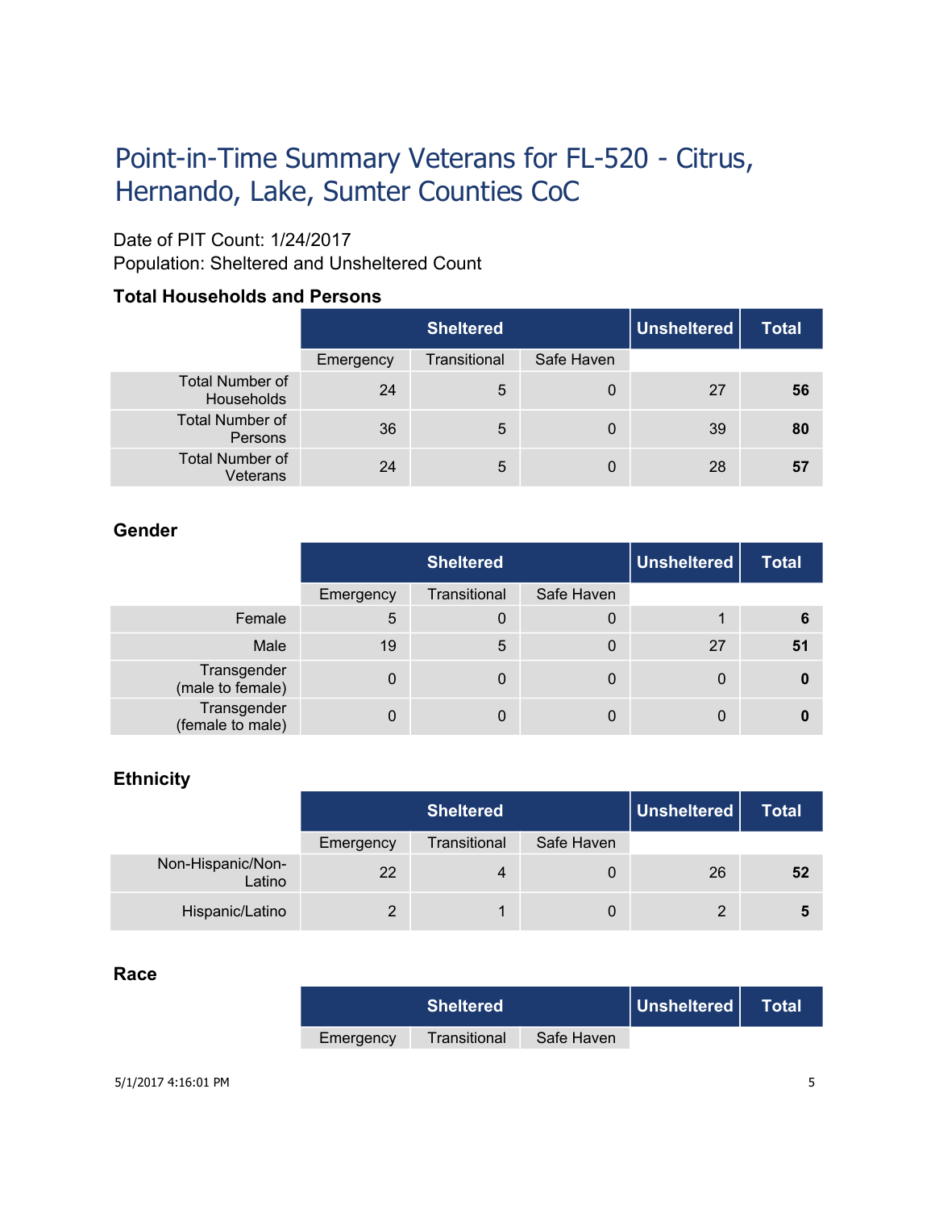# Point-in-Time Summary Veterans for FL-520 - Citrus, Hernando, Lake, Sumter Counties CoC

Date of PIT Count: 1/24/2017
Population: Sheltered and Unsheltered Count

### Total Households and Persons

| | Sheltered | | | Unsheltered | Total |
|---|---|---|---|---|---|
| | Emergency | Transitional | Safe Haven | | |
| Total Number of Households | 24 | 5 | 0 | 27 | **56** |
| Total Number of Persons | 36 | 5 | 0 | 39 | **80** |
| Total Number of Veterans | 24 | 5 | 0 | 28 | **57** |

### Gender

| | Sheltered | | | Unsheltered | Total |
|---|---|---|---|---|---|
| | Emergency | Transitional | Safe Haven | | |
| Female | 5 | 0 | 0 | 1 | **6** |
| Male | 19 | 5 | 0 | 27 | **51** |
| Transgender (male to female) | 0 | 0 | 0 | 0 | **0** |
| Transgender (female to male) | 0 | 0 | 0 | 0 | **0** |

### Ethnicity

| | Sheltered | | | Unsheltered | Total |
|---|---|---|---|---|---|
| | Emergency | Transitional | Safe Haven | | |
| Non-Hispanic/Non-Latino | 22 | 4 | 0 | 26 | **52** |
| Hispanic/Latino | 2 | 1 | 0 | 2 | **5** |

### Race

| | Sheltered | | | Unsheltered | Total |
|---|---|---|---|---|---|
| | Emergency | Transitional | Safe Haven | | |

5/1/2017 4:16:01 PM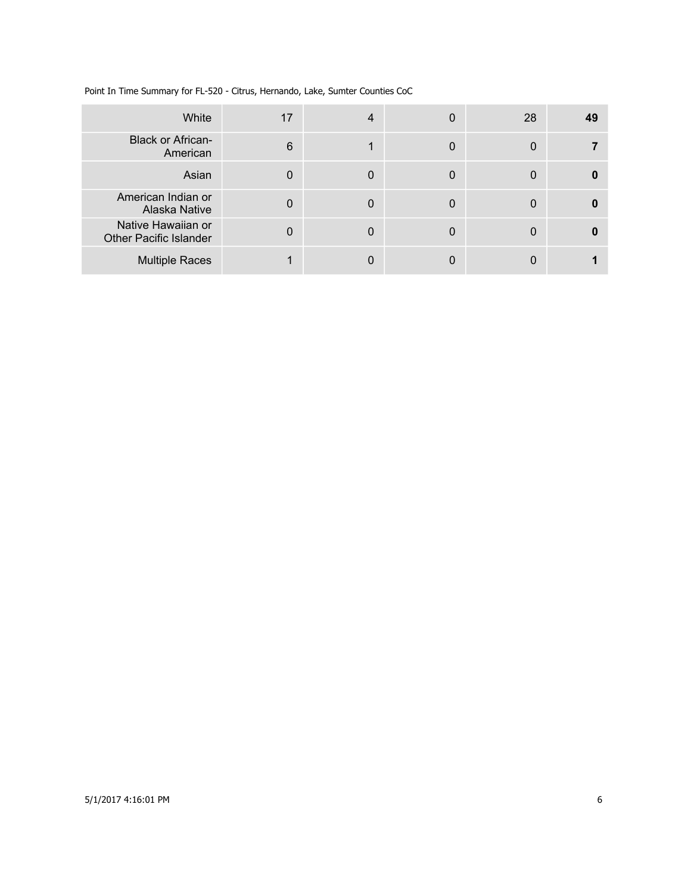| | | | | | |
|---|---|---|---|---|---|
| White | 17 | 4 | 0 | 28 | **49** |
| Black or African-American | 6 | 1 | 0 | 0 | **7** |
| Asian | 0 | 0 | 0 | 0 | **0** |
| American Indian or Alaska Native | 0 | 0 | 0 | 0 | **0** |
| Native Hawaiian or Other Pacific Islander | 0 | 0 | 0 | 0 | **0** |
| Multiple Races | 1 | 0 | 0 | 0 | **1** |